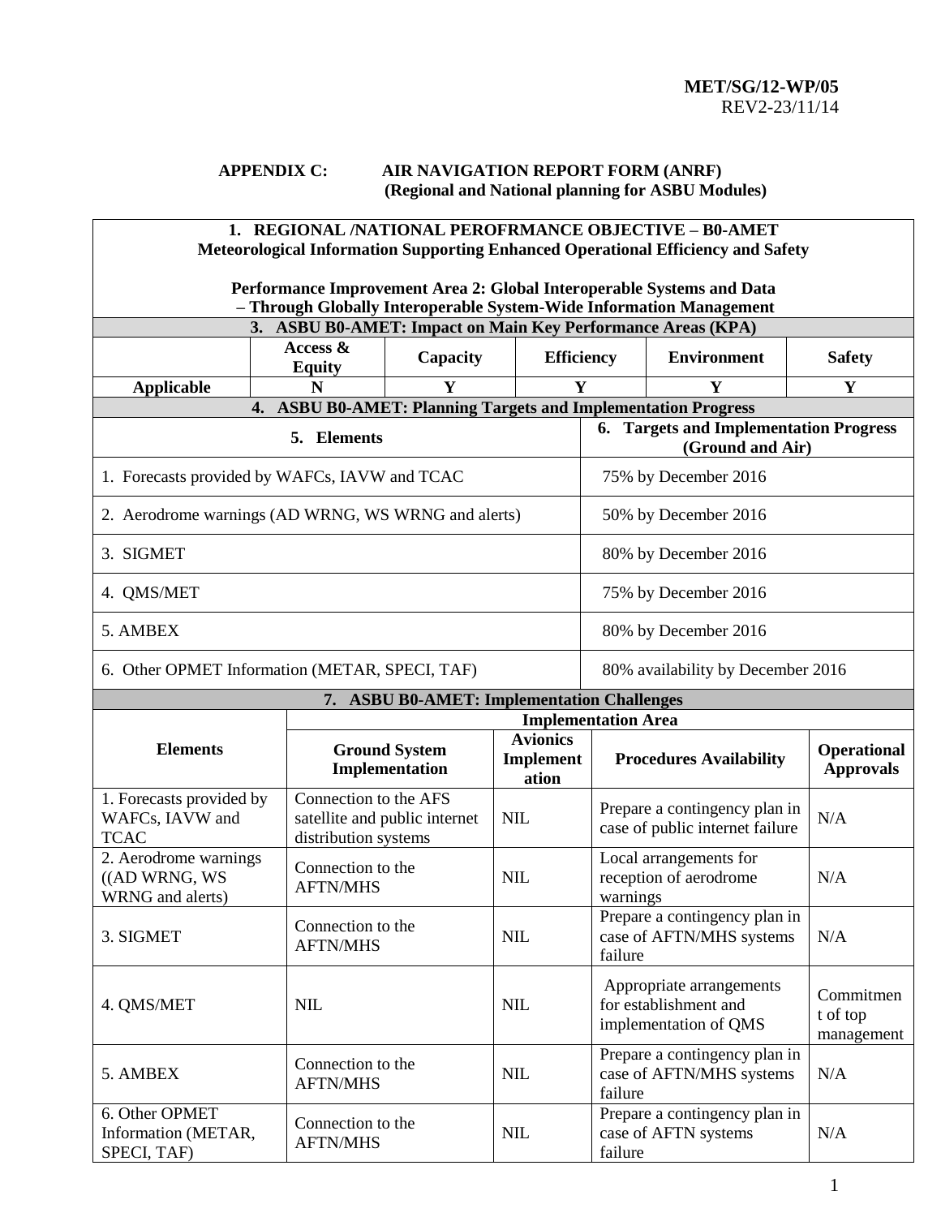**MET/SG/12-WP/05**
REV2-23/11/14

## APPENDIX C: AIR NAVIGATION REPORT FORM (ANRF)
### (Regional and National planning for ASBU Modules)

| | | | | | |
|---|---|---|---|---|---|
| **1. REGIONAL /NATIONAL PEROFRMANCE OBJECTIVE – B0-AMET**<br>**Meteorological Information Supporting Enhanced Operational Efficiency and Safety**<br><br>**Performance Improvement Area 2: Global Interoperable Systems and Data – Through Globally Interoperable System-Wide Information Management** | | | | | |
| **3. ASBU B0-AMET: Impact on Main Key Performance Areas (KPA)** | | | | | |
| | **Access & Equity** | **Capacity** | **Efficiency** | **Environment** | **Safety** |
| **Applicable** | **N** | **Y** | **Y** | **Y** | **Y** |

| **5. Elements** | **6. Targets and Implementation Progress (Ground and Air)** |
|---|---|
| 1. Forecasts provided by WAFCs, IAVW and TCAC | 75% by December 2016 |
| 2. Aerodrome warnings (AD WRNG, WS WRNG and alerts) | 50% by December 2016 |
| 3. SIGMET | 80% by December 2016 |
| 4. QMS/MET | 75% by December 2016 |
| 5. AMBEX | 80% by December 2016 |
| 6. Other OPMET Information (METAR, SPECI, TAF) | 80% availability by December 2016 |

**4. ASBU B0-AMET: Planning Targets and Implementation Progress** (header of the table above)

**7. ASBU B0-AMET: Implementation Challenges**

| **Elements** | **Implementation Area** | | | |
|---|---|---|---|---|
| | **Ground System Implementation** | **Avionics Implementation** | **Procedures Availability** | **Operational Approvals** |
| 1. Forecasts provided by WAFCs, IAVW and TCAC | Connection to the AFS satellite and public internet distribution systems | NIL | Prepare a contingency plan in case of public internet failure | N/A |
| 2. Aerodrome warnings ((AD WRNG, WS WRNG and alerts) | Connection to the AFTN/MHS | NIL | Local arrangements for reception of aerodrome warnings | N/A |
| 3. SIGMET | Connection to the AFTN/MHS | NIL | Prepare a contingency plan in case of AFTN/MHS systems failure | N/A |
| 4. QMS/MET | NIL | NIL | Appropriate arrangements for establishment and implementation of QMS | Commitment of top management |
| 5. AMBEX | Connection to the AFTN/MHS | NIL | Prepare a contingency plan in case of AFTN/MHS systems failure | N/A |
| 6. Other OPMET Information (METAR, SPECI, TAF) | Connection to the AFTN/MHS | NIL | Prepare a contingency plan in case of AFTN systems failure | N/A |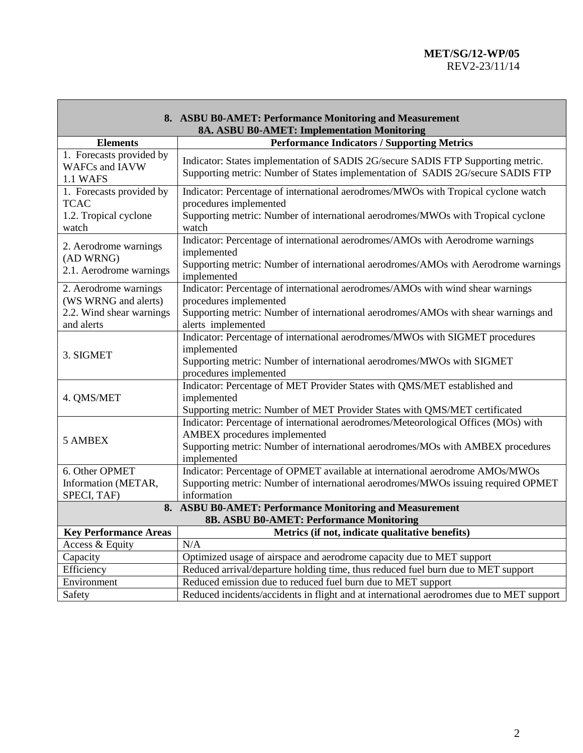| 8. ASBU B0-AMET: Performance Monitoring and Measurement 8A. ASBU B0-AMET: Implementation Monitoring | |
|---|---|
| **Elements** | **Performance Indicators / Supporting Metrics** |
| 1. Forecasts provided by WAFCs and IAVW 1.1 WAFS | Indicator: States implementation of SADIS 2G/secure SADIS FTP Supporting metric. Supporting metric: Number of States implementation of SADIS 2G/secure SADIS FTP |
| 1. Forecasts provided by TCAC 1.2. Tropical cyclone watch | Indicator: Percentage of international aerodromes/MWOs with Tropical cyclone watch procedures implemented Supporting metric: Number of international aerodromes/MWOs with Tropical cyclone watch |
| 2. Aerodrome warnings (AD WRNG) 2.1. Aerodrome warnings | Indicator: Percentage of international aerodromes/AMOs with Aerodrome warnings implemented Supporting metric: Number of international aerodromes/AMOs with Aerodrome warnings implemented |
| 2. Aerodrome warnings (WS WRNG and alerts) 2.2. Wind shear warnings and alerts | Indicator: Percentage of international aerodromes/AMOs with wind shear warnings procedures implemented Supporting metric: Number of international aerodromes/AMOs with shear warnings and alerts implemented |
| 3. SIGMET | Indicator: Percentage of international aerodromes/MWOs with SIGMET procedures implemented Supporting metric: Number of international aerodromes/MWOs with SIGMET procedures implemented |
| 4. QMS/MET | Indicator: Percentage of MET Provider States with QMS/MET established and implemented Supporting metric: Number of MET Provider States with QMS/MET certificated |
| 5 AMBEX | Indicator: Percentage of international aerodromes/Meteorological Offices (MOs) with AMBEX procedures implemented Supporting metric: Number of international aerodromes/MOs with AMBEX procedures implemented |
| 6. Other OPMET Information (METAR, SPECI, TAF) | Indicator: Percentage of OPMET available at international aerodrome AMOs/MWOs Supporting metric: Number of international aerodromes/MWOs issuing required OPMET information |
| **8. ASBU B0-AMET: Performance Monitoring and Measurement 8B. ASBU B0-AMET: Performance Monitoring** | |
| **Key Performance Areas** | **Metrics (if not, indicate qualitative benefits)** |
| Access & Equity | N/A |
| Capacity | Optimized usage of airspace and aerodrome capacity due to MET support |
| Efficiency | Reduced arrival/departure holding time, thus reduced fuel burn due to MET support |
| Environment | Reduced emission due to reduced fuel burn due to MET support |
| Safety | Reduced incidents/accidents in flight and at international aerodromes due to MET support |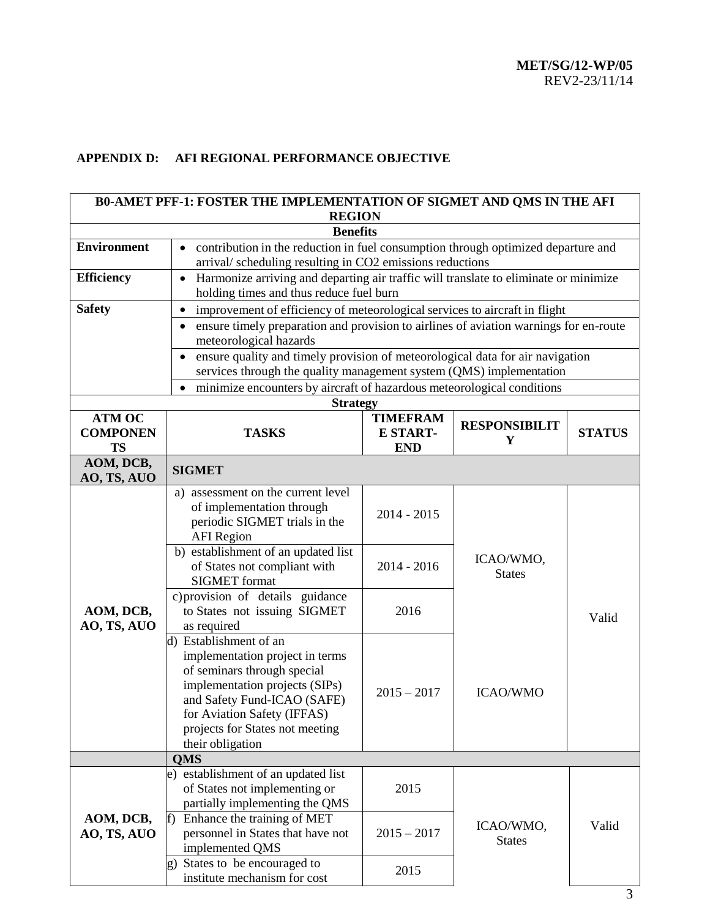**MET/SG/12-WP/05**
REV2-23/11/14

## APPENDIX D: AFI REGIONAL PERFORMANCE OBJECTIVE

| **B0-AMET PFF-1: FOSTER THE IMPLEMENTATION OF SIGMET AND QMS IN THE AFI REGION** | | | | |
|---|---|---|---|---|
| **Benefits** | | | | |
| **Environment** | • contribution in the reduction in fuel consumption through optimized departure and arrival/ scheduling resulting in CO2 emissions reductions | | | |
| **Efficiency** | • Harmonize arriving and departing air traffic will translate to eliminate or minimize holding times and thus reduce fuel burn | | | |
| **Safety** | • improvement of efficiency of meteorological services to aircraft in flight | | | |
| | • ensure timely preparation and provision to airlines of aviation warnings for en-route meteorological hazards | | | |
| | • ensure quality and timely provision of meteorological data for air navigation services through the quality management system (QMS) implementation | | | |
| | • minimize encounters by aircraft of hazardous meteorological conditions | | | |
| **Strategy** | | | | |
| **ATM OC COMPONENTS** | **TASKS** | **TIMEFRAME START-END** | **RESPONSIBILITY** | **STATUS** |
| **AOM, DCB, AO, TS, AUO** | **SIGMET** | | | |
| **AOM, DCB, AO, TS, AUO** | a) assessment on the current level of implementation through periodic SIGMET trials in the AFI Region | 2014 - 2015 | ICAO/WMO, States | Valid |
| | b) establishment of an updated list of States not compliant with SIGMET format | 2014 - 2016 | | |
| | c) provision of details guidance to States not issuing SIGMET as required | 2016 | | |
| | d) Establishment of an implementation project in terms of seminars through special implementation projects (SIPs) and Safety Fund-ICAO (SAFE) for Aviation Safety (IFFAS) projects for States not meeting their obligation | 2015 – 2017 | ICAO/WMO | |
| | **QMS** | | | |
| **AOM, DCB, AO, TS, AUO** | e) establishment of an updated list of States not implementing or partially implementing the QMS | 2015 | ICAO/WMO, States | Valid |
| | f) Enhance the training of MET personnel in States that have not implemented QMS | 2015 – 2017 | | |
| | g) States to be encouraged to institute mechanism for cost | 2015 | | |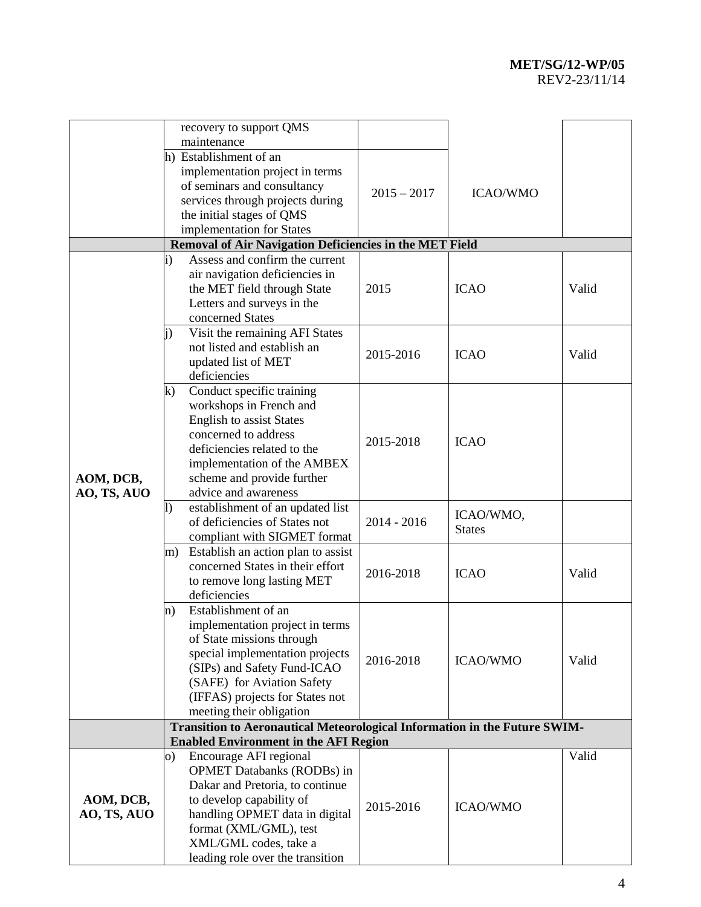| | | | | |
|---|---|---|---|---|
| | recovery to support QMS maintenance | | | |
| | h) Establishment of an implementation project in terms of seminars and consultancy services through projects during the initial stages of QMS implementation for States | 2015 – 2017 | ICAO/WMO | |
| | **Removal of Air Navigation Deficiencies in the MET Field** | | | |
| **AOM, DCB, AO, TS, AUO** | i) Assess and confirm the current air navigation deficiencies in the MET field through State Letters and surveys in the concerned States | 2015 | ICAO | Valid |
| | j) Visit the remaining AFI States not listed and establish an updated list of MET deficiencies | 2015-2016 | ICAO | Valid |
| | k) Conduct specific training workshops in French and English to assist States concerned to address deficiencies related to the implementation of the AMBEX scheme and provide further advice and awareness | 2015-2018 | ICAO | |
| | l) establishment of an updated list of deficiencies of States not compliant with SIGMET format | 2014 - 2016 | ICAO/WMO, States | |
| | m) Establish an action plan to assist concerned States in their effort to remove long lasting MET deficiencies | 2016-2018 | ICAO | Valid |
| | n) Establishment of an implementation project in terms of State missions through special implementation projects (SIPs) and Safety Fund-ICAO (SAFE) for Aviation Safety (IFFAS) projects for States not meeting their obligation | 2016-2018 | ICAO/WMO | Valid |
| | **Transition to Aeronautical Meteorological Information in the Future SWIM-Enabled Environment in the AFI Region** | | | |
| **AOM, DCB, AO, TS, AUO** | o) Encourage AFI regional OPMET Databanks (RODBs) in Dakar and Pretoria, to continue to develop capability of handling OPMET data in digital format (XML/GML), test XML/GML codes, take a leading role over the transition | 2015-2016 | ICAO/WMO | Valid |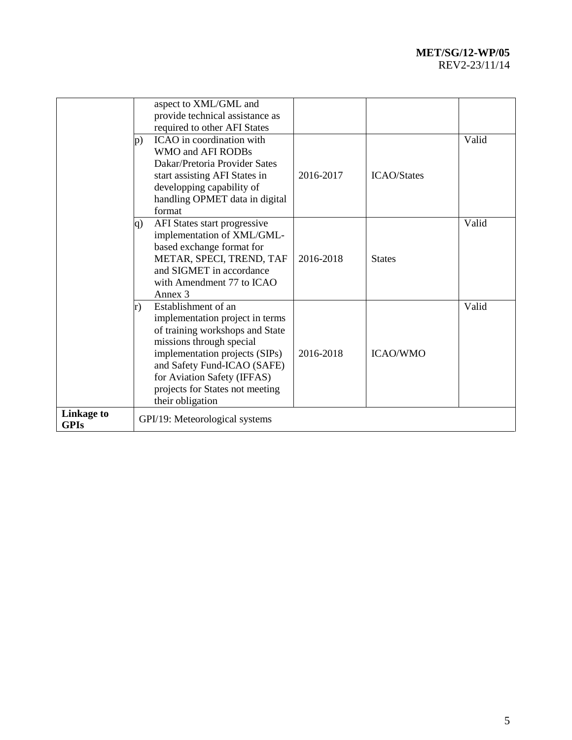| | | | | |
|---|---|---|---|---|
| | aspect to XML/GML and provide technical assistance as required to other AFI States | | | |
| | p) ICAO in coordination with WMO and AFI RODBs Dakar/Pretoria Provider Sates start assisting AFI States in developping capability of handling OPMET data in digital format | 2016-2017 | ICAO/States | Valid |
| | q) AFI States start progressive implementation of XML/GML-based exchange format for METAR, SPECI, TREND, TAF and SIGMET in accordance with Amendment 77 to ICAO Annex 3 | 2016-2018 | States | Valid |
| | r) Establishment of an implementation project in terms of training workshops and State missions through special implementation projects (SIPs) and Safety Fund-ICAO (SAFE) for Aviation Safety (IFFAS) projects for States not meeting their obligation | 2016-2018 | ICAO/WMO | Valid |
| **Linkage to GPIs** | GPI/19: Meteorological systems | | | |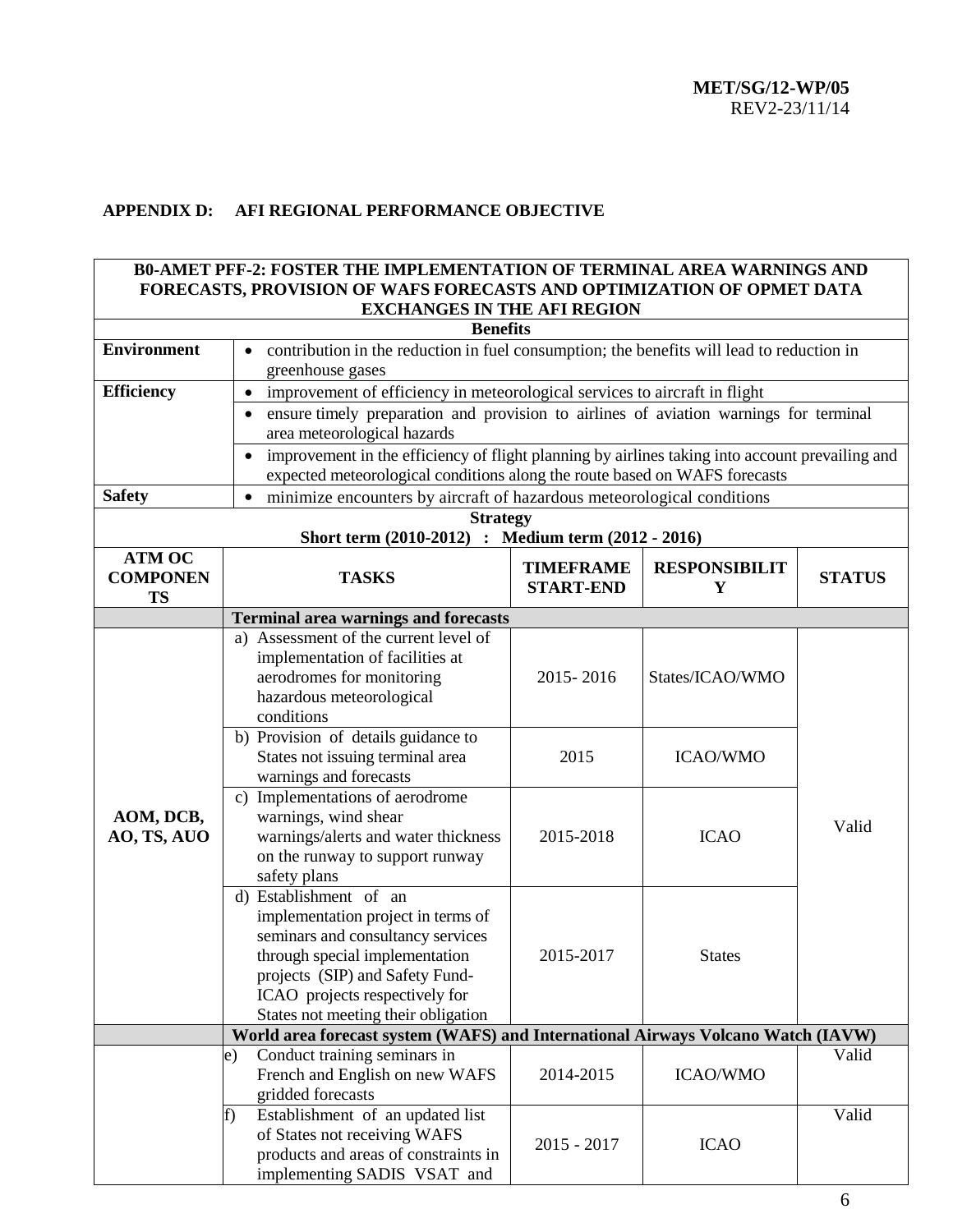**MET/SG/12-WP/05**
REV2-23/11/14

## APPENDIX D: AFI REGIONAL PERFORMANCE OBJECTIVE

| **B0-AMET PFF-2: FOSTER THE IMPLEMENTATION OF TERMINAL AREA WARNINGS AND FORECASTS, PROVISION OF WAFS FORECASTS AND OPTIMIZATION OF OPMET DATA EXCHANGES IN THE AFI REGION** | | | | |
|---|---|---|---|---|
| **Benefits** | | | | |
| **Environment** | • contribution in the reduction in fuel consumption; the benefits will lead to reduction in greenhouse gases | | | |
| **Efficiency** | • improvement of efficiency in meteorological services to aircraft in flight | | | |
| | • ensure timely preparation and provision to airlines of aviation warnings for terminal area meteorological hazards | | | |
| | • improvement in the efficiency of flight planning by airlines taking into account prevailing and expected meteorological conditions along the route based on WAFS forecasts | | | |
| **Safety** | • minimize encounters by aircraft of hazardous meteorological conditions | | | |
| **Strategy**<br>**Short term (2010-2012) : Medium term (2012 - 2016)** | | | | |
| **ATM OC COMPONENTS** | **TASKS** | **TIMEFRAME START-END** | **RESPONSIBILITY** | **STATUS** |
| | **Terminal area warnings and forecasts** | | | |
| AOM, DCB, AO, TS, AUO | a) Assessment of the current level of implementation of facilities at aerodromes for monitoring hazardous meteorological conditions | 2015- 2016 | States/ICAO/WMO | Valid |
| | b) Provision of details guidance to States not issuing terminal area warnings and forecasts | 2015 | ICAO/WMO | |
| | c) Implementations of aerodrome warnings, wind shear warnings/alerts and water thickness on the runway to support runway safety plans | 2015-2018 | ICAO | |
| | d) Establishment of an implementation project in terms of seminars and consultancy services through special implementation projects (SIP) and Safety Fund-ICAO projects respectively for States not meeting their obligation | 2015-2017 | States | |
| | **World area forecast system (WAFS) and International Airways Volcano Watch (IAVW)** | | | |
| | e) Conduct training seminars in French and English on new WAFS gridded forecasts | 2014-2015 | ICAO/WMO | Valid |
| | f) Establishment of an updated list of States not receiving WAFS products and areas of constraints in implementing SADIS VSAT and | 2015 - 2017 | ICAO | Valid |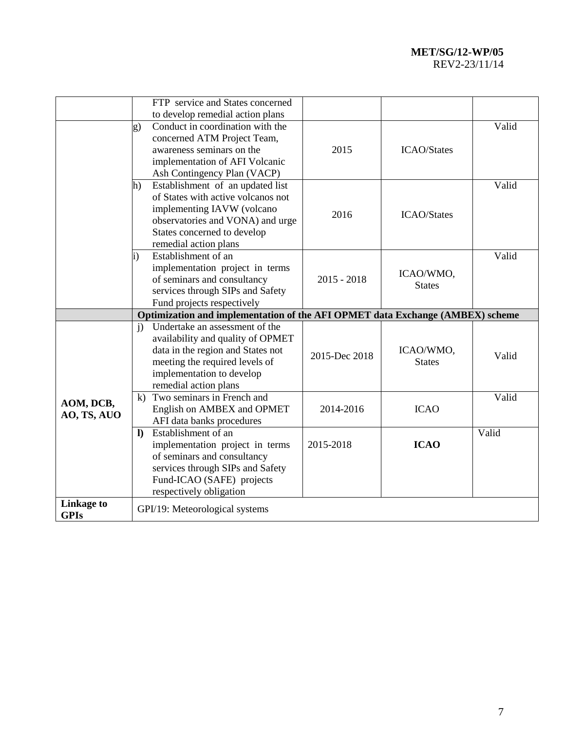| | | | | |
|---|---|---|---|---|
| | FTP service and States concerned to develop remedial action plans | | | |
| | g) Conduct in coordination with the concerned ATM Project Team, awareness seminars on the implementation of AFI Volcanic Ash Contingency Plan (VACP) | 2015 | ICAO/States | Valid |
| | h) Establishment of an updated list of States with active volcanos not implementing IAVW (volcano observatories and VONA) and urge States concerned to develop remedial action plans | 2016 | ICAO/States | Valid |
| | i) Establishment of an implementation project in terms of seminars and consultancy services through SIPs and Safety Fund projects respectively | 2015 - 2018 | ICAO/WMO, States | Valid |
| | **Optimization and implementation of the AFI OPMET data Exchange (AMBEX) scheme** | | | |
| **AOM, DCB, AO, TS, AUO** | j) Undertake an assessment of the availability and quality of OPMET data in the region and States not meeting the required levels of implementation to develop remedial action plans | 2015-Dec 2018 | ICAO/WMO, States | Valid |
| | k) Two seminars in French and English on AMBEX and OPMET AFI data banks procedures | 2014-2016 | ICAO | Valid |
| | **l)** Establishment of an implementation project in terms of seminars and consultancy services through SIPs and Safety Fund-ICAO (SAFE) projects respectively obligation | 2015-2018 | **ICAO** | Valid |
| **Linkage to GPIs** | GPI/19: Meteorological systems | | | |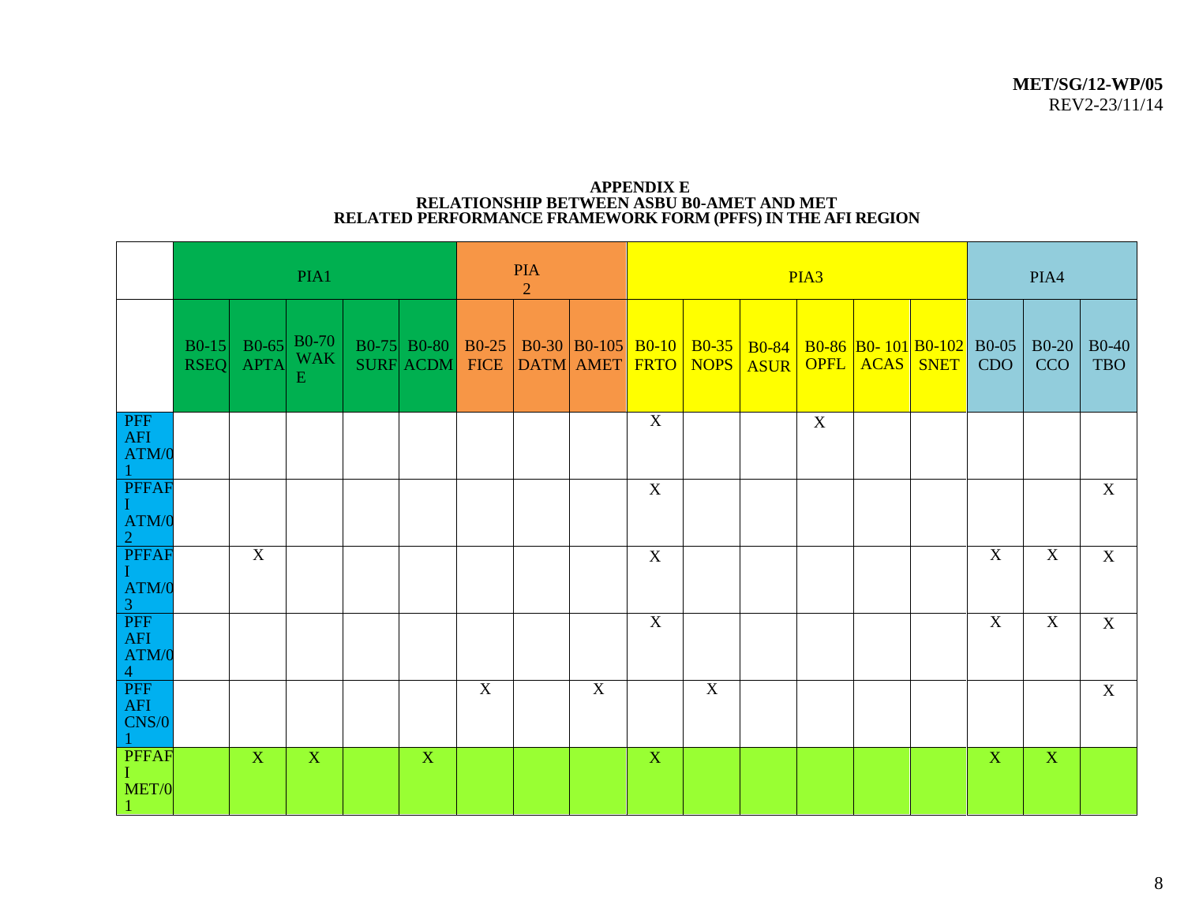MET/SG/12-WP/05
REV2-23/11/14

**APPENDIX E**
**RELATIONSHIP BETWEEN ASBU B0-AMET AND MET RELATED PERFORMANCE FRAMEWORK FORM (PFFS) IN THE AFI REGION**

| | PIA1 | | | | | PIA 2 | | | PIA3 | | | | | | PIA4 | | |
|---|---|---|---|---|---|---|---|---|---|---|---|---|---|---|---|---|---|
| | B0-15 RSEQ | B0-65 APTA | B0-70 WAKE | B0-75 SURF | B0-80 ACDM | B0-25 FICE | B0-30 DATM | B0-105 AMET | B0-10 FRTO | B0-35 NOPS | B0-84 ASUR | B0-86 OPFL | B0- 101 ACAS | B0-102 SNET | B0-05 CDO | B0-20 CCO | B0-40 TBO |
| PFF AFI ATM/01 | | | | | | | | | X | | | X | | | | | |
| PFFAFI ATM/02 | | | | | | | | | X | | | | | | | | X |
| PFFAFI ATM/03 | | X | | | | | | | X | | | | | | X | X | X |
| PFF AFI ATM/04 | | | | | | | | | X | | | | | | X | X | X |
| PFF AFI CNS/01 | | | | | | X | | X | | X | | | | | | | X |
| PFFAFI MET/01 | | X | X | | X | | | | X | | | | | | X | X | |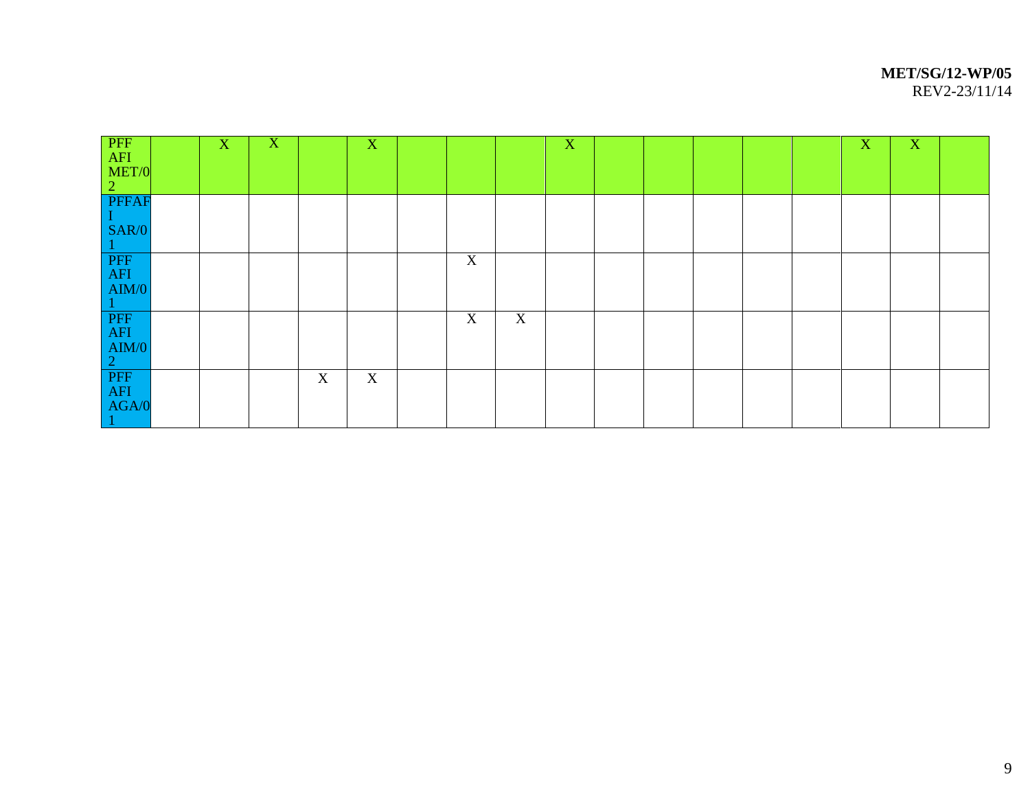| | | | | | | | | | | | | | | | | | |
|---|---|---|---|---|---|---|---|---|---|---|---|---|---|---|---|---|---|
| PFF AFI MET/02 | | X | X | | X | | | | X | | | | | | X | X | |
| PFFAFI SAR/01 | | | | | | | | | | | | | | | | | |
| PFF AFI AIM/01 | | | | | | | X | | | | | | | | | | |
| PFF AFI AIM/02 | | | | | | | X | X | | | | | | | | | |
| PFF AFI AGA/01 | | | | X | X | | | | | | | | | | | | |